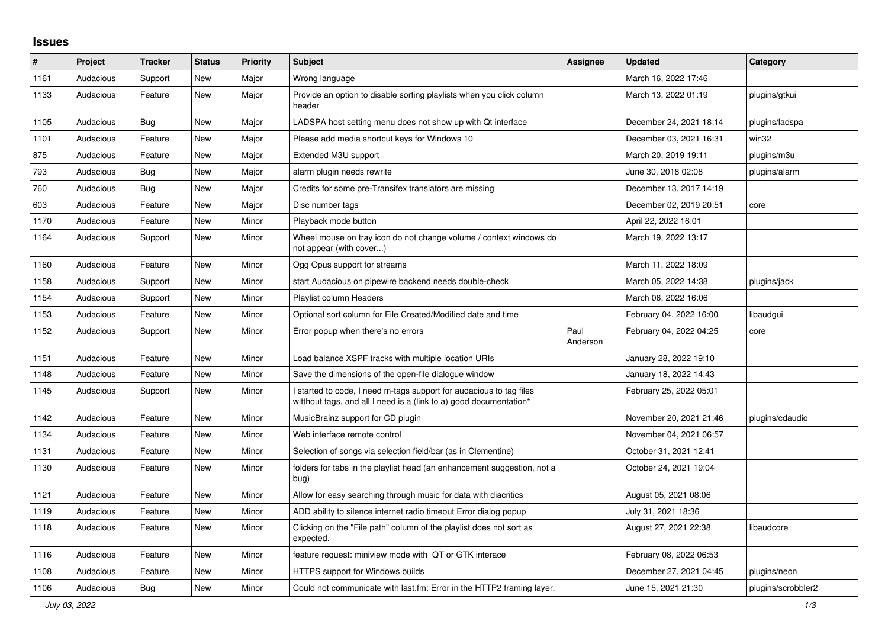## Issues

| # | Project | Tracker | Status | Priority | Subject | Assignee | Updated | Category |
|---|---|---|---|---|---|---|---|---|
| 1161 | Audacious | Support | New | Major | Wrong language | | March 16, 2022 17:46 | |
| 1133 | Audacious | Feature | New | Major | Provide an option to disable sorting playlists when you click column header | | March 13, 2022 01:19 | plugins/gtkui |
| 1105 | Audacious | Bug | New | Major | LADSPA host setting menu does not show up with Qt interface | | December 24, 2021 18:14 | plugins/ladspa |
| 1101 | Audacious | Feature | New | Major | Please add media shortcut keys for Windows 10 | | December 03, 2021 16:31 | win32 |
| 875 | Audacious | Feature | New | Major | Extended M3U support | | March 20, 2019 19:11 | plugins/m3u |
| 793 | Audacious | Bug | New | Major | alarm plugin needs rewrite | | June 30, 2018 02:08 | plugins/alarm |
| 760 | Audacious | Bug | New | Major | Credits for some pre-Transifex translators are missing | | December 13, 2017 14:19 | |
| 603 | Audacious | Feature | New | Major | Disc number tags | | December 02, 2019 20:51 | core |
| 1170 | Audacious | Feature | New | Minor | Playback mode button | | April 22, 2022 16:01 | |
| 1164 | Audacious | Support | New | Minor | Wheel mouse on tray icon do not change volume / context windows do not appear (with cover...) | | March 19, 2022 13:17 | |
| 1160 | Audacious | Feature | New | Minor | Ogg Opus support for streams | | March 11, 2022 18:09 | |
| 1158 | Audacious | Support | New | Minor | start Audacious on pipewire backend needs double-check | | March 05, 2022 14:38 | plugins/jack |
| 1154 | Audacious | Support | New | Minor | Playlist column Headers | | March 06, 2022 16:06 | |
| 1153 | Audacious | Feature | New | Minor | Optional sort column for File Created/Modified date and time | | February 04, 2022 16:00 | libaudgui |
| 1152 | Audacious | Support | New | Minor | Error popup when there's no errors | Paul Anderson | February 04, 2022 04:25 | core |
| 1151 | Audacious | Feature | New | Minor | Load balance XSPF tracks with multiple location URIs | | January 28, 2022 19:10 | |
| 1148 | Audacious | Feature | New | Minor | Save the dimensions of the open-file dialogue window | | January 18, 2022 14:43 | |
| 1145 | Audacious | Support | New | Minor | I started to code, I need m-tags support for audacious to tag files witthout tags, and all I need is a (link to a) good documentation* | | February 25, 2022 05:01 | |
| 1142 | Audacious | Feature | New | Minor | MusicBrainz support for CD plugin | | November 20, 2021 21:46 | plugins/cdaudio |
| 1134 | Audacious | Feature | New | Minor | Web interface remote control | | November 04, 2021 06:57 | |
| 1131 | Audacious | Feature | New | Minor | Selection of songs via selection field/bar (as in Clementine) | | October 31, 2021 12:41 | |
| 1130 | Audacious | Feature | New | Minor | folders for tabs in the playlist head (an enhancement suggestion, not a bug) | | October 24, 2021 19:04 | |
| 1121 | Audacious | Feature | New | Minor | Allow for easy searching through music for data with diacritics | | August 05, 2021 08:06 | |
| 1119 | Audacious | Feature | New | Minor | ADD ability to silence internet radio timeout Error dialog popup | | July 31, 2021 18:36 | |
| 1118 | Audacious | Feature | New | Minor | Clicking on the "File path" column of the playlist does not sort as expected. | | August 27, 2021 22:38 | libaudcore |
| 1116 | Audacious | Feature | New | Minor | feature request: miniview mode with QT or GTK interace | | February 08, 2022 06:53 | |
| 1108 | Audacious | Feature | New | Minor | HTTPS support for Windows builds | | December 27, 2021 04:45 | plugins/neon |
| 1106 | Audacious | Bug | New | Minor | Could not communicate with last.fm: Error in the HTTP2 framing layer. | | June 15, 2021 21:30 | plugins/scrobbler2 |

*July 03, 2022*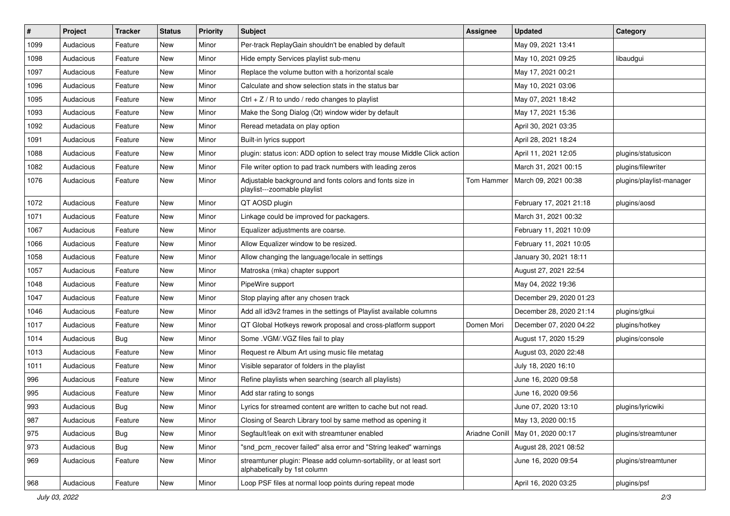| # | Project | Tracker | Status | Priority | Subject | Assignee | Updated | Category |
|---|---|---|---|---|---|---|---|---|
| 1099 | Audacious | Feature | New | Minor | Per-track ReplayGain shouldn't be enabled by default | | May 09, 2021 13:41 | |
| 1098 | Audacious | Feature | New | Minor | Hide empty Services playlist sub-menu | | May 10, 2021 09:25 | libaudgui |
| 1097 | Audacious | Feature | New | Minor | Replace the volume button with a horizontal scale | | May 17, 2021 00:21 | |
| 1096 | Audacious | Feature | New | Minor | Calculate and show selection stats in the status bar | | May 10, 2021 03:06 | |
| 1095 | Audacious | Feature | New | Minor | Ctrl + Z / R to undo / redo changes to playlist | | May 07, 2021 18:42 | |
| 1093 | Audacious | Feature | New | Minor | Make the Song Dialog (Qt) window wider by default | | May 17, 2021 15:36 | |
| 1092 | Audacious | Feature | New | Minor | Reread metadata on play option | | April 30, 2021 03:35 | |
| 1091 | Audacious | Feature | New | Minor | Built-in lyrics support | | April 28, 2021 18:24 | |
| 1088 | Audacious | Feature | New | Minor | plugin: status icon: ADD option to select tray mouse Middle Click action | | April 11, 2021 12:05 | plugins/statusicon |
| 1082 | Audacious | Feature | New | Minor | File writer option to pad track numbers with leading zeros | | March 31, 2021 00:15 | plugins/filewriter |
| 1076 | Audacious | Feature | New | Minor | Adjustable background and fonts colors and fonts size in playlist---zoomable playlist | Tom Hammer | March 09, 2021 00:38 | plugins/playlist-manager |
| 1072 | Audacious | Feature | New | Minor | QT AOSD plugin | | February 17, 2021 21:18 | plugins/aosd |
| 1071 | Audacious | Feature | New | Minor | Linkage could be improved for packagers. | | March 31, 2021 00:32 | |
| 1067 | Audacious | Feature | New | Minor | Equalizer adjustments are coarse. | | February 11, 2021 10:09 | |
| 1066 | Audacious | Feature | New | Minor | Allow Equalizer window to be resized. | | February 11, 2021 10:05 | |
| 1058 | Audacious | Feature | New | Minor | Allow changing the language/locale in settings | | January 30, 2021 18:11 | |
| 1057 | Audacious | Feature | New | Minor | Matroska (mka) chapter support | | August 27, 2021 22:54 | |
| 1048 | Audacious | Feature | New | Minor | PipeWire support | | May 04, 2022 19:36 | |
| 1047 | Audacious | Feature | New | Minor | Stop playing after any chosen track | | December 29, 2020 01:23 | |
| 1046 | Audacious | Feature | New | Minor | Add all id3v2 frames in the settings of Playlist available columns | | December 28, 2020 21:14 | plugins/gtkui |
| 1017 | Audacious | Feature | New | Minor | QT Global Hotkeys rework proposal and cross-platform support | Domen Mori | December 07, 2020 04:22 | plugins/hotkey |
| 1014 | Audacious | Bug | New | Minor | Some .VGM/.VGZ files fail to play | | August 17, 2020 15:29 | plugins/console |
| 1013 | Audacious | Feature | New | Minor | Request re Album Art using music file metatag | | August 03, 2020 22:48 | |
| 1011 | Audacious | Feature | New | Minor | Visible separator of folders in the playlist | | July 18, 2020 16:10 | |
| 996 | Audacious | Feature | New | Minor | Refine playlists when searching (search all playlists) | | June 16, 2020 09:58 | |
| 995 | Audacious | Feature | New | Minor | Add star rating to songs | | June 16, 2020 09:56 | |
| 993 | Audacious | Bug | New | Minor | Lyrics for streamed content are written to cache but not read. | | June 07, 2020 13:10 | plugins/lyricwiki |
| 987 | Audacious | Feature | New | Minor | Closing of Search Library tool by same method as opening it | | May 13, 2020 00:15 | |
| 975 | Audacious | Bug | New | Minor | Segfault/leak on exit with streamtuner enabled | Ariadne Conill | May 01, 2020 00:17 | plugins/streamtuner |
| 973 | Audacious | Bug | New | Minor | "snd_pcm_recover failed" alsa error and "String leaked" warnings | | August 28, 2021 08:52 | |
| 969 | Audacious | Feature | New | Minor | streamtuner plugin: Please add column-sortability, or at least sort alphabetically by 1st column | | June 16, 2020 09:54 | plugins/streamtuner |
| 968 | Audacious | Feature | New | Minor | Loop PSF files at normal loop points during repeat mode | | April 16, 2020 03:25 | plugins/psf |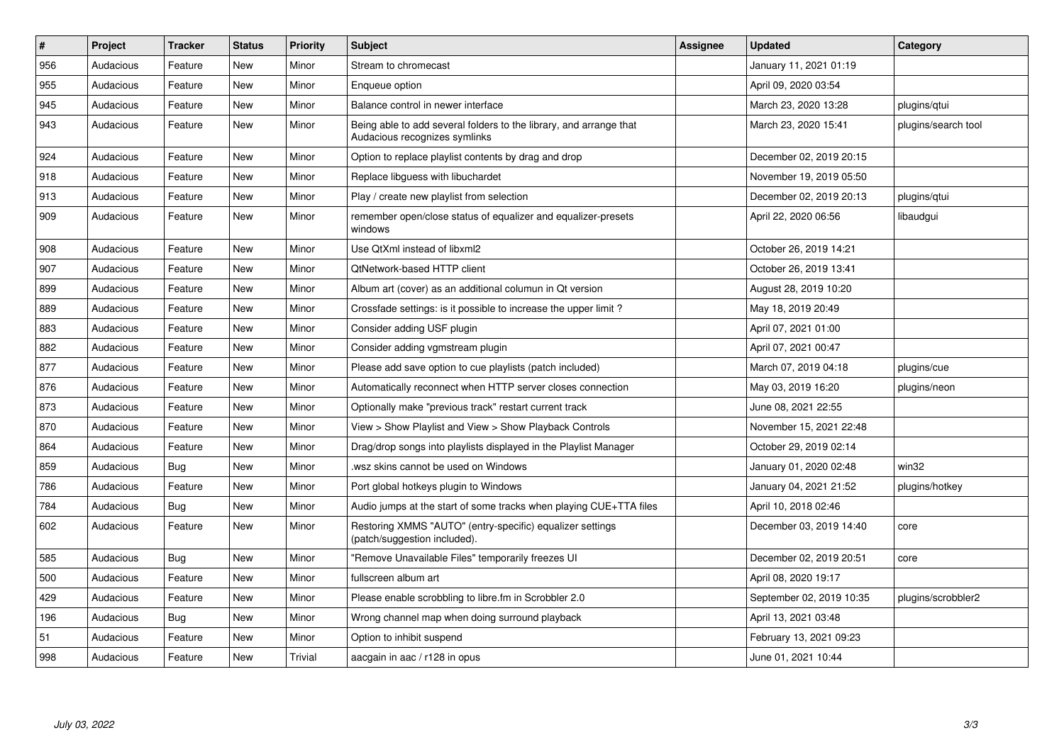| # | Project | Tracker | Status | Priority | Subject | Assignee | Updated | Category |
|---|---|---|---|---|---|---|---|---|
| 956 | Audacious | Feature | New | Minor | Stream to chromecast | | January 11, 2021 01:19 | |
| 955 | Audacious | Feature | New | Minor | Enqueue option | | April 09, 2020 03:54 | |
| 945 | Audacious | Feature | New | Minor | Balance control in newer interface | | March 23, 2020 13:28 | plugins/qtui |
| 943 | Audacious | Feature | New | Minor | Being able to add several folders to the library, and arrange that Audacious recognizes symlinks | | March 23, 2020 15:41 | plugins/search tool |
| 924 | Audacious | Feature | New | Minor | Option to replace playlist contents by drag and drop | | December 02, 2019 20:15 | |
| 918 | Audacious | Feature | New | Minor | Replace libguess with libuchardet | | November 19, 2019 05:50 | |
| 913 | Audacious | Feature | New | Minor | Play / create new playlist from selection | | December 02, 2019 20:13 | plugins/qtui |
| 909 | Audacious | Feature | New | Minor | remember open/close status of equalizer and equalizer-presets windows | | April 22, 2020 06:56 | libaudgui |
| 908 | Audacious | Feature | New | Minor | Use QtXml instead of libxml2 | | October 26, 2019 14:21 | |
| 907 | Audacious | Feature | New | Minor | QtNetwork-based HTTP client | | October 26, 2019 13:41 | |
| 899 | Audacious | Feature | New | Minor | Album art (cover) as an additional columun in Qt version | | August 28, 2019 10:20 | |
| 889 | Audacious | Feature | New | Minor | Crossfade settings: is it possible to increase the upper limit ? | | May 18, 2019 20:49 | |
| 883 | Audacious | Feature | New | Minor | Consider adding USF plugin | | April 07, 2021 01:00 | |
| 882 | Audacious | Feature | New | Minor | Consider adding vgmstream plugin | | April 07, 2021 00:47 | |
| 877 | Audacious | Feature | New | Minor | Please add save option to cue playlists (patch included) | | March 07, 2019 04:18 | plugins/cue |
| 876 | Audacious | Feature | New | Minor | Automatically reconnect when HTTP server closes connection | | May 03, 2019 16:20 | plugins/neon |
| 873 | Audacious | Feature | New | Minor | Optionally make "previous track" restart current track | | June 08, 2021 22:55 | |
| 870 | Audacious | Feature | New | Minor | View > Show Playlist and View > Show Playback Controls | | November 15, 2021 22:48 | |
| 864 | Audacious | Feature | New | Minor | Drag/drop songs into playlists displayed in the Playlist Manager | | October 29, 2019 02:14 | |
| 859 | Audacious | Bug | New | Minor | .wsz skins cannot be used on Windows | | January 01, 2020 02:48 | win32 |
| 786 | Audacious | Feature | New | Minor | Port global hotkeys plugin to Windows | | January 04, 2021 21:52 | plugins/hotkey |
| 784 | Audacious | Bug | New | Minor | Audio jumps at the start of some tracks when playing CUE+TTA files | | April 10, 2018 02:46 | |
| 602 | Audacious | Feature | New | Minor | Restoring XMMS "AUTO" (entry-specific) equalizer settings (patch/suggestion included). | | December 03, 2019 14:40 | core |
| 585 | Audacious | Bug | New | Minor | "Remove Unavailable Files" temporarily freezes UI | | December 02, 2019 20:51 | core |
| 500 | Audacious | Feature | New | Minor | fullscreen album art | | April 08, 2020 19:17 | |
| 429 | Audacious | Feature | New | Minor | Please enable scrobbling to libre.fm in Scrobbler 2.0 | | September 02, 2019 10:35 | plugins/scrobbler2 |
| 196 | Audacious | Bug | New | Minor | Wrong channel map when doing surround playback | | April 13, 2021 03:48 | |
| 51 | Audacious | Feature | New | Minor | Option to inhibit suspend | | February 13, 2021 09:23 | |
| 998 | Audacious | Feature | New | Trivial | aacgain in aac / r128 in opus | | June 01, 2021 10:44 | |

*July 03, 2022*